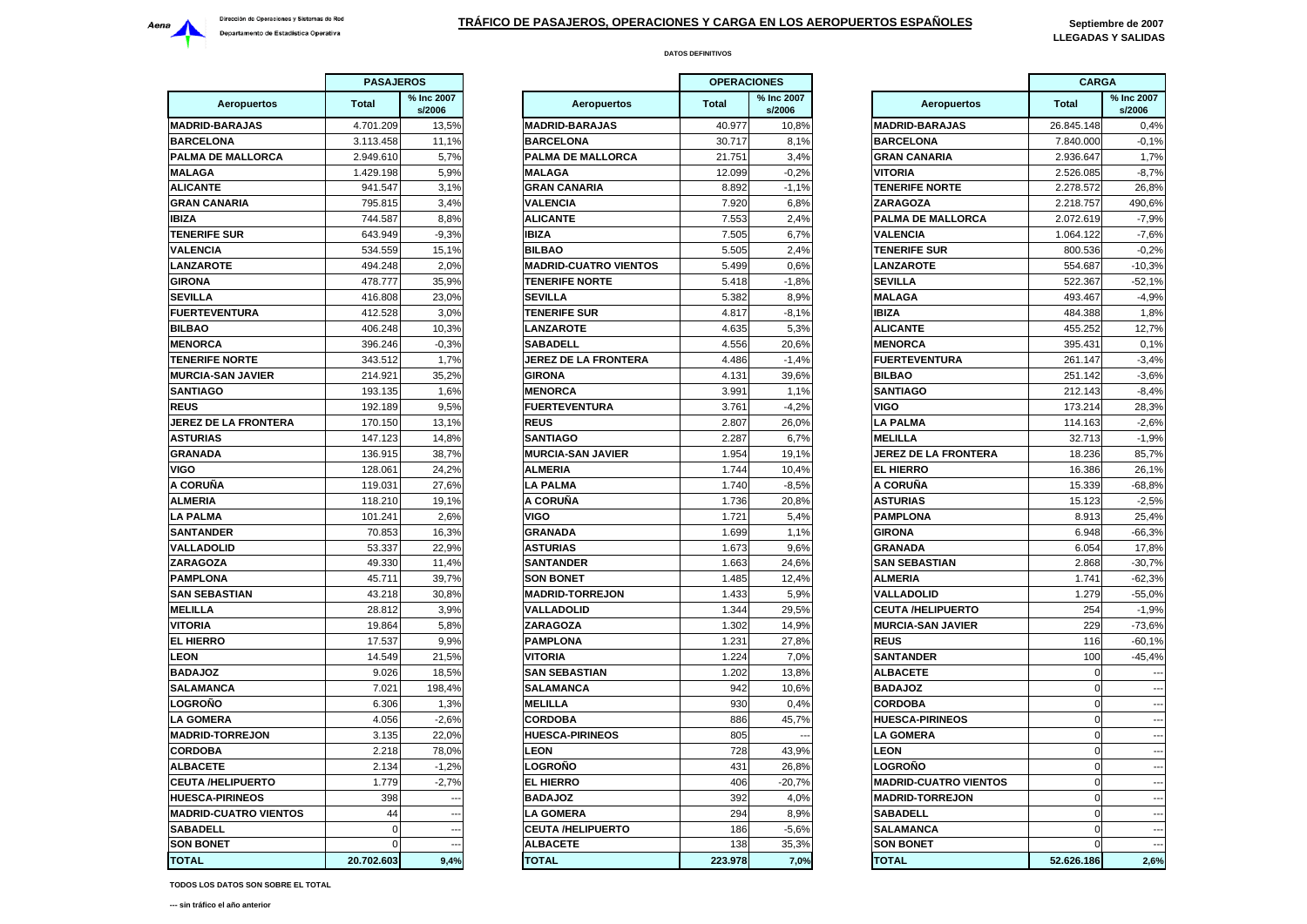Aena — Dirección de Operaciones y Sistemas de Red — Departamento de Estadística Operativa

# TRÁFICO DE PASAJEROS, OPERACIONES Y CARGA EN LOS AEROPUERTOS ESPAÑOLES

**Septiembre de 2007**
**LLEGADAS Y SALIDAS**

**DATOS DEFINITIVOS**

| | PASAJEROS | |
|---|---|---|
| **Aeropuertos** | **Total** | **% Inc 2007 s/2006** |
| MADRID-BARAJAS | 4.701.209 | 13,5% |
| BARCELONA | 3.113.458 | 11,1% |
| PALMA DE MALLORCA | 2.949.610 | 5,7% |
| MALAGA | 1.429.198 | 5,9% |
| ALICANTE | 941.547 | 3,1% |
| GRAN CANARIA | 795.815 | 3,4% |
| IBIZA | 744.587 | 8,8% |
| TENERIFE SUR | 643.949 | -9,3% |
| VALENCIA | 534.559 | 15,1% |
| LANZAROTE | 494.248 | 2,0% |
| GIRONA | 478.777 | 35,9% |
| SEVILLA | 416.808 | 23,0% |
| FUERTEVENTURA | 412.528 | 3,0% |
| BILBAO | 406.248 | 10,3% |
| MENORCA | 396.246 | -0,3% |
| TENERIFE NORTE | 343.512 | 1,7% |
| MURCIA-SAN JAVIER | 214.921 | 35,2% |
| SANTIAGO | 193.135 | 1,6% |
| REUS | 192.189 | 9,5% |
| JEREZ DE LA FRONTERA | 170.150 | 13,1% |
| ASTURIAS | 147.123 | 14,8% |
| GRANADA | 136.915 | 38,7% |
| VIGO | 128.061 | 24,2% |
| A CORUÑA | 119.031 | 27,6% |
| ALMERIA | 118.210 | 19,1% |
| LA PALMA | 101.241 | 2,6% |
| SANTANDER | 70.853 | 16,3% |
| VALLADOLID | 53.337 | 22,9% |
| ZARAGOZA | 49.330 | 11,4% |
| PAMPLONA | 45.711 | 39,7% |
| SAN SEBASTIAN | 43.218 | 30,8% |
| MELILLA | 28.812 | 3,9% |
| VITORIA | 19.864 | 5,8% |
| EL HIERRO | 17.537 | 9,9% |
| LEON | 14.549 | 21,5% |
| BADAJOZ | 9.026 | 18,5% |
| SALAMANCA | 7.021 | 198,4% |
| LOGROÑO | 6.306 | 1,3% |
| LA GOMERA | 4.056 | -2,6% |
| MADRID-TORREJON | 3.135 | 22,0% |
| CORDOBA | 2.218 | 78,0% |
| ALBACETE | 2.134 | -1,2% |
| CEUTA /HELIPUERTO | 1.779 | -2,7% |
| HUESCA-PIRINEOS | 398 | --- |
| MADRID-CUATRO VIENTOS | 44 | --- |
| SABADELL | 0 | --- |
| SON BONET | 0 | --- |
| **TOTAL** | **20.702.603** | **9,4%** |

| | OPERACIONES | |
|---|---|---|
| **Aeropuertos** | **Total** | **% Inc 2007 s/2006** |
| MADRID-BARAJAS | 40.977 | 10,8% |
| BARCELONA | 30.717 | 8,1% |
| PALMA DE MALLORCA | 21.751 | 3,4% |
| MALAGA | 12.099 | -0,2% |
| GRAN CANARIA | 8.892 | -1,1% |
| VALENCIA | 7.920 | 6,8% |
| ALICANTE | 7.553 | 2,4% |
| IBIZA | 7.505 | 6,7% |
| BILBAO | 5.505 | 2,4% |
| MADRID-CUATRO VIENTOS | 5.499 | 0,6% |
| TENERIFE NORTE | 5.418 | -1,8% |
| SEVILLA | 5.382 | 8,9% |
| TENERIFE SUR | 4.817 | -8,1% |
| LANZAROTE | 4.635 | 5,3% |
| SABADELL | 4.556 | 20,6% |
| JEREZ DE LA FRONTERA | 4.486 | -1,4% |
| GIRONA | 4.131 | 39,6% |
| MENORCA | 3.991 | 1,1% |
| FUERTEVENTURA | 3.761 | -4,2% |
| REUS | 2.807 | 26,0% |
| SANTIAGO | 2.287 | 6,7% |
| MURCIA-SAN JAVIER | 1.954 | 19,1% |
| ALMERIA | 1.744 | 10,4% |
| LA PALMA | 1.740 | -8,5% |
| A CORUÑA | 1.736 | 20,8% |
| VIGO | 1.721 | 5,4% |
| GRANADA | 1.699 | 1,1% |
| ASTURIAS | 1.673 | 9,6% |
| SANTANDER | 1.663 | 24,6% |
| SON BONET | 1.485 | 12,4% |
| MADRID-TORREJON | 1.433 | 5,9% |
| VALLADOLID | 1.344 | 29,5% |
| ZARAGOZA | 1.302 | 14,9% |
| PAMPLONA | 1.231 | 27,8% |
| VITORIA | 1.224 | 7,0% |
| SAN SEBASTIAN | 1.202 | 13,8% |
| SALAMANCA | 942 | 10,6% |
| MELILLA | 930 | 0,4% |
| CORDOBA | 886 | 45,7% |
| HUESCA-PIRINEOS | 805 | --- |
| LEON | 728 | 43,9% |
| LOGROÑO | 431 | 26,8% |
| EL HIERRO | 406 | -20,7% |
| BADAJOZ | 392 | 4,0% |
| LA GOMERA | 294 | 8,9% |
| CEUTA /HELIPUERTO | 186 | -5,6% |
| ALBACETE | 138 | 35,3% |
| **TOTAL** | **223.978** | **7,0%** |

| | CARGA | |
|---|---|---|
| **Aeropuertos** | **Total** | **% Inc 2007 s/2006** |
| MADRID-BARAJAS | 26.845.148 | 0,4% |
| BARCELONA | 7.840.000 | -0,1% |
| GRAN CANARIA | 2.936.647 | 1,7% |
| VITORIA | 2.526.085 | -8,7% |
| TENERIFE NORTE | 2.278.572 | 26,8% |
| ZARAGOZA | 2.218.757 | 490,6% |
| PALMA DE MALLORCA | 2.072.619 | -7,9% |
| VALENCIA | 1.064.122 | -7,6% |
| TENERIFE SUR | 800.536 | -0,2% |
| LANZAROTE | 554.687 | -10,3% |
| SEVILLA | 522.367 | -52,1% |
| MALAGA | 493.467 | -4,9% |
| IBIZA | 484.388 | 1,8% |
| ALICANTE | 455.252 | 12,7% |
| MENORCA | 395.431 | 0,1% |
| FUERTEVENTURA | 261.147 | -3,4% |
| BILBAO | 251.142 | -3,6% |
| SANTIAGO | 212.143 | -8,4% |
| VIGO | 173.214 | 28,3% |
| LA PALMA | 114.163 | -2,6% |
| MELILLA | 32.713 | -1,9% |
| JEREZ DE LA FRONTERA | 18.236 | 85,7% |
| EL HIERRO | 16.386 | 26,1% |
| A CORUÑA | 15.339 | -68,8% |
| ASTURIAS | 15.123 | -2,5% |
| PAMPLONA | 8.913 | 25,4% |
| GIRONA | 6.948 | -66,3% |
| GRANADA | 6.054 | 17,8% |
| SAN SEBASTIAN | 2.868 | -30,7% |
| ALMERIA | 1.741 | -62,3% |
| VALLADOLID | 1.279 | -55,0% |
| CEUTA /HELIPUERTO | 254 | -1,9% |
| MURCIA-SAN JAVIER | 229 | -73,6% |
| REUS | 116 | -60,1% |
| SANTANDER | 100 | -45,4% |
| ALBACETE | 0 | --- |
| BADAJOZ | 0 | --- |
| CORDOBA | 0 | --- |
| HUESCA-PIRINEOS | 0 | --- |
| LA GOMERA | 0 | --- |
| LEON | 0 | --- |
| LOGROÑO | 0 | --- |
| MADRID-CUATRO VIENTOS | 0 | --- |
| MADRID-TORREJON | 0 | --- |
| SABADELL | 0 | --- |
| SALAMANCA | 0 | --- |
| SON BONET | 0 | --- |
| **TOTAL** | **52.626.186** | **2,6%** |

**TODOS LOS DATOS SON SOBRE EL TOTAL**

**--- sin tráfico el año anterior**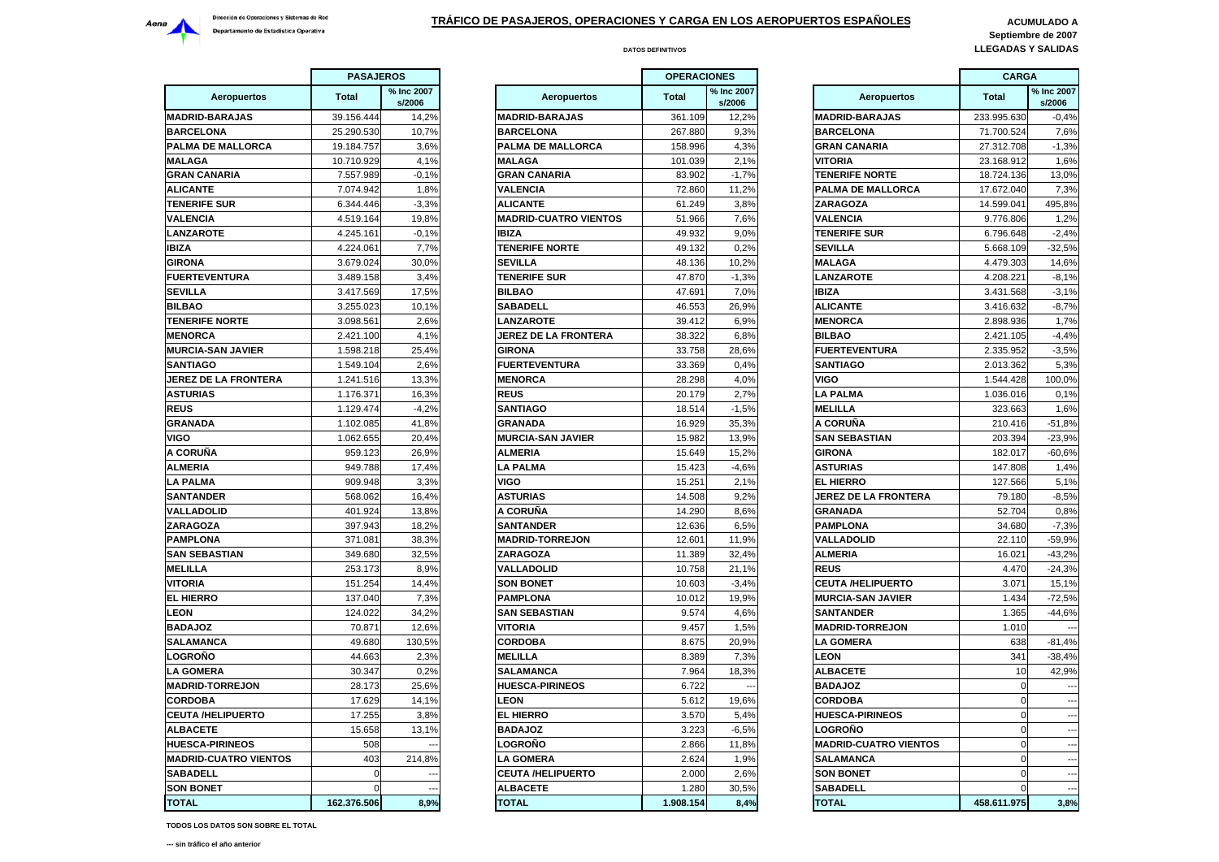Dirección de Operaciones y Sistemas de Red

Departamento de Estadística Operativa

# TRÁFICO DE PASAJEROS, OPERACIONES Y CARGA EN LOS AEROPUERTOS ESPAÑOLES

**ACUMULADO A Septiembre de 2007**

**LLEGADAS Y SALIDAS**

**DATOS DEFINITIVOS**

| | PASAJEROS | |
|---|---|---|
| **Aeropuertos** | **Total** | **% Inc 2007 s/2006** |
| MADRID-BARAJAS | 39.156.444 | 14,2% |
| BARCELONA | 25.290.530 | 10,7% |
| PALMA DE MALLORCA | 19.184.757 | 3,6% |
| MALAGA | 10.710.929 | 4,1% |
| GRAN CANARIA | 7.557.989 | -0,1% |
| ALICANTE | 7.074.942 | 1,8% |
| TENERIFE SUR | 6.344.446 | -3,3% |
| VALENCIA | 4.519.164 | 19,8% |
| LANZAROTE | 4.245.161 | -0,1% |
| IBIZA | 4.224.061 | 7,7% |
| GIRONA | 3.679.024 | 30,0% |
| FUERTEVENTURA | 3.489.158 | 3,4% |
| SEVILLA | 3.417.569 | 17,5% |
| BILBAO | 3.255.023 | 10,1% |
| TENERIFE NORTE | 3.098.561 | 2,6% |
| MENORCA | 2.421.100 | 4,1% |
| MURCIA-SAN JAVIER | 1.598.218 | 25,4% |
| SANTIAGO | 1.549.104 | 2,6% |
| JEREZ DE LA FRONTERA | 1.241.516 | 13,3% |
| ASTURIAS | 1.176.371 | 16,3% |
| REUS | 1.129.474 | -4,2% |
| GRANADA | 1.102.085 | 41,8% |
| VIGO | 1.062.655 | 20,4% |
| A CORUÑA | 959.123 | 26,9% |
| ALMERIA | 949.788 | 17,4% |
| LA PALMA | 909.948 | 3,3% |
| SANTANDER | 568.062 | 16,4% |
| VALLADOLID | 401.924 | 13,8% |
| ZARAGOZA | 397.943 | 18,2% |
| PAMPLONA | 371.081 | 38,3% |
| SAN SEBASTIAN | 349.680 | 32,5% |
| MELILLA | 253.173 | 8,9% |
| VITORIA | 151.254 | 14,4% |
| EL HIERRO | 137.040 | 7,3% |
| LEON | 124.022 | 34,2% |
| BADAJOZ | 70.871 | 12,6% |
| SALAMANCA | 49.680 | 130,5% |
| LOGROÑO | 44.663 | 2,3% |
| LA GOMERA | 30.347 | 0,2% |
| MADRID-TORREJON | 28.173 | 25,6% |
| CORDOBA | 17.629 | 14,1% |
| CEUTA /HELIPUERTO | 17.255 | 3,8% |
| ALBACETE | 15.658 | 13,1% |
| HUESCA-PIRINEOS | 508 | --- |
| MADRID-CUATRO VIENTOS | 403 | 214,8% |
| SABADELL | 0 | --- |
| SON BONET | 0 | --- |
| **TOTAL** | **162.376.506** | **8,9%** |

| | OPERACIONES | |
|---|---|---|
| **Aeropuertos** | **Total** | **% Inc 2007 s/2006** |
| MADRID-BARAJAS | 361.109 | 12,2% |
| BARCELONA | 267.880 | 9,3% |
| PALMA DE MALLORCA | 158.996 | 4,3% |
| MALAGA | 101.039 | 2,1% |
| GRAN CANARIA | 83.902 | -1,7% |
| VALENCIA | 72.860 | 11,2% |
| ALICANTE | 61.249 | 3,8% |
| MADRID-CUATRO VIENTOS | 51.966 | 7,6% |
| IBIZA | 49.932 | 9,0% |
| TENERIFE NORTE | 49.132 | 0,2% |
| SEVILLA | 48.136 | 10,2% |
| TENERIFE SUR | 47.870 | -1,3% |
| BILBAO | 47.691 | 7,0% |
| SABADELL | 46.553 | 26,9% |
| LANZAROTE | 39.412 | 6,9% |
| JEREZ DE LA FRONTERA | 38.322 | 6,8% |
| GIRONA | 33.758 | 28,6% |
| FUERTEVENTURA | 33.369 | 0,4% |
| MENORCA | 28.298 | 4,0% |
| REUS | 20.179 | 2,7% |
| SANTIAGO | 18.514 | -1,5% |
| GRANADA | 16.929 | 35,3% |
| MURCIA-SAN JAVIER | 15.982 | 13,9% |
| ALMERIA | 15.649 | 15,2% |
| LA PALMA | 15.423 | -4,6% |
| VIGO | 15.251 | 2,1% |
| ASTURIAS | 14.508 | 9,2% |
| A CORUÑA | 14.290 | 8,6% |
| SANTANDER | 12.636 | 6,5% |
| MADRID-TORREJON | 12.601 | 11,9% |
| ZARAGOZA | 11.389 | 32,4% |
| VALLADOLID | 10.758 | 21,1% |
| SON BONET | 10.603 | -3,4% |
| PAMPLONA | 10.012 | 19,9% |
| SAN SEBASTIAN | 9.574 | 4,6% |
| VITORIA | 9.457 | 1,5% |
| CORDOBA | 8.675 | 20,9% |
| MELILLA | 8.389 | 7,3% |
| SALAMANCA | 7.964 | 18,3% |
| HUESCA-PIRINEOS | 6.722 | --- |
| LEON | 5.612 | 19,6% |
| EL HIERRO | 3.570 | 5,4% |
| BADAJOZ | 3.223 | -6,5% |
| LOGROÑO | 2.866 | 11,8% |
| LA GOMERA | 2.624 | 1,9% |
| CEUTA /HELIPUERTO | 2.000 | 2,6% |
| ALBACETE | 1.280 | 30,5% |
| **TOTAL** | **1.908.154** | **8,4%** |

| | CARGA | |
|---|---|---|
| **Aeropuertos** | **Total** | **% Inc 2007 s/2006** |
| MADRID-BARAJAS | 233.995.630 | -0,4% |
| BARCELONA | 71.700.524 | 7,6% |
| GRAN CANARIA | 27.312.708 | -1,3% |
| VITORIA | 23.168.912 | 1,6% |
| TENERIFE NORTE | 18.724.136 | 13,0% |
| PALMA DE MALLORCA | 17.672.040 | 7,3% |
| ZARAGOZA | 14.599.041 | 495,8% |
| VALENCIA | 9.776.806 | 1,2% |
| TENERIFE SUR | 6.796.648 | -2,4% |
| SEVILLA | 5.668.109 | -32,5% |
| MALAGA | 4.479.303 | 14,6% |
| LANZAROTE | 4.208.221 | -8,1% |
| IBIZA | 3.431.568 | -3,1% |
| ALICANTE | 3.416.632 | -8,7% |
| MENORCA | 2.898.936 | 1,7% |
| BILBAO | 2.421.105 | -4,4% |
| FUERTEVENTURA | 2.335.952 | -3,5% |
| SANTIAGO | 2.013.362 | 5,3% |
| VIGO | 1.544.428 | 100,0% |
| LA PALMA | 1.036.016 | 0,1% |
| MELILLA | 323.663 | 1,6% |
| A CORUÑA | 210.416 | -51,8% |
| SAN SEBASTIAN | 203.394 | -23,9% |
| GIRONA | 182.017 | -60,6% |
| ASTURIAS | 147.808 | 1,4% |
| EL HIERRO | 127.566 | 5,1% |
| JEREZ DE LA FRONTERA | 79.180 | -8,5% |
| GRANADA | 52.704 | 0,8% |
| PAMPLONA | 34.680 | -7,3% |
| VALLADOLID | 22.110 | -59,9% |
| ALMERIA | 16.021 | -43,2% |
| REUS | 4.470 | -24,3% |
| CEUTA /HELIPUERTO | 3.071 | 15,1% |
| MURCIA-SAN JAVIER | 1.434 | -72,5% |
| SANTANDER | 1.365 | -44,6% |
| MADRID-TORREJON | 1.010 | --- |
| LA GOMERA | 638 | -81,4% |
| LEON | 341 | -38,4% |
| ALBACETE | 10 | 42,9% |
| BADAJOZ | 0 | --- |
| CORDOBA | 0 | --- |
| HUESCA-PIRINEOS | 0 | --- |
| LOGROÑO | 0 | --- |
| MADRID-CUATRO VIENTOS | 0 | --- |
| SALAMANCA | 0 | --- |
| SON BONET | 0 | --- |
| SABADELL | 0 | --- |
| **TOTAL** | **458.611.975** | **3,8%** |

**TODOS LOS DATOS SON SOBRE EL TOTAL**

**--- sin tráfico el año anterior**